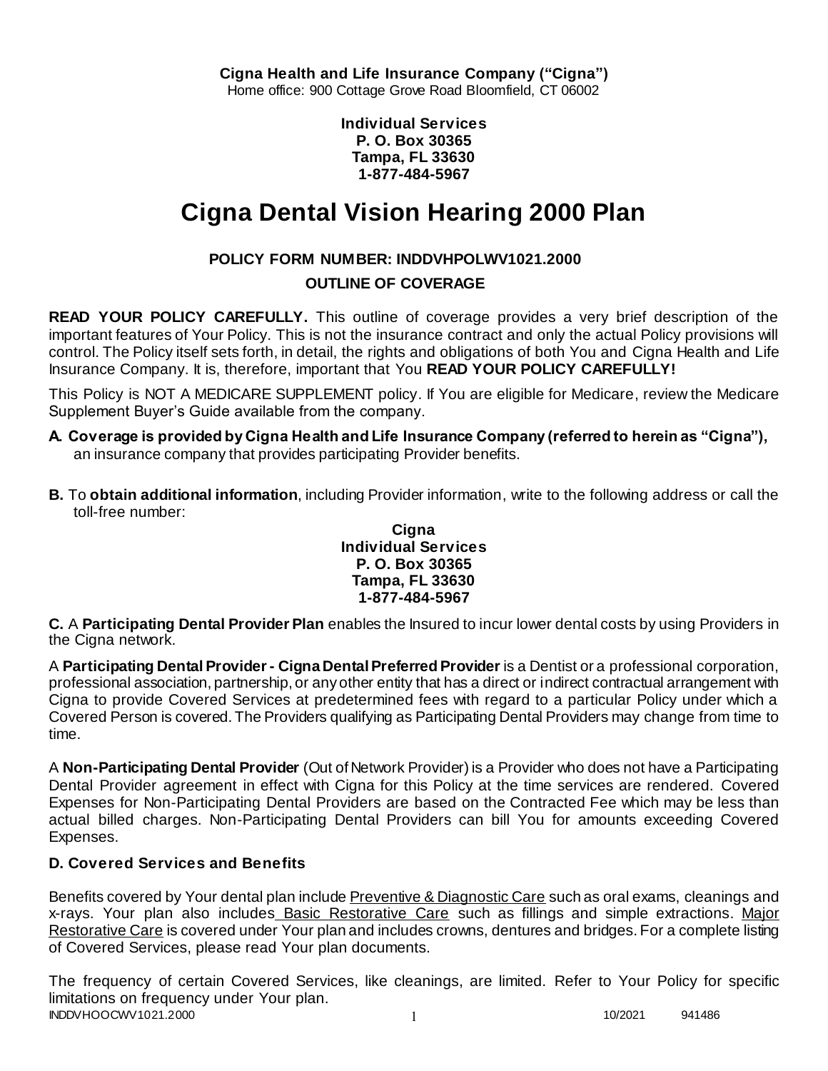**Cigna Health and Life Insurance Company ("Cigna")**
Home office: 900 Cottage Grove Road Bloomfield, CT 06002

**Individual Services**
**P. O. Box 30365**
**Tampa, FL 33630**
**1-877-484-5967**

# Cigna Dental Vision Hearing 2000 Plan

**POLICY FORM NUMBER: INDDVHPOLWV1021.2000**

**OUTLINE OF COVERAGE**

**READ YOUR POLICY CAREFULLY.** This outline of coverage provides a very brief description of the important features of Your Policy. This is not the insurance contract and only the actual Policy provisions will control. The Policy itself sets forth, in detail, the rights and obligations of both You and Cigna Health and Life Insurance Company. It is, therefore, important that You **READ YOUR POLICY CAREFULLY!**

This Policy is NOT A MEDICARE SUPPLEMENT policy. If You are eligible for Medicare, review the Medicare Supplement Buyer's Guide available from the company.

**A. Coverage is provided by Cigna Health and Life Insurance Company (referred to herein as "Cigna"),** an insurance company that provides participating Provider benefits.

**B.** To **obtain additional information**, including Provider information, write to the following address or call the toll-free number:

**Cigna**
**Individual Services**
**P. O. Box 30365**
**Tampa, FL 33630**
**1-877-484-5967**

**C.** A **Participating Dental Provider Plan** enables the Insured to incur lower dental costs by using Providers in the Cigna network.

A **Participating Dental Provider - Cigna Dental Preferred Provider** is a Dentist or a professional corporation, professional association, partnership, or any other entity that has a direct or indirect contractual arrangement with Cigna to provide Covered Services at predetermined fees with regard to a particular Policy under which a Covered Person is covered. The Providers qualifying as Participating Dental Providers may change from time to time.

A **Non-Participating Dental Provider** (Out of Network Provider) is a Provider who does not have a Participating Dental Provider agreement in effect with Cigna for this Policy at the time services are rendered. Covered Expenses for Non-Participating Dental Providers are based on the Contracted Fee which may be less than actual billed charges. Non-Participating Dental Providers can bill You for amounts exceeding Covered Expenses.

### D. Covered Services and Benefits

Benefits covered by Your dental plan include Preventive & Diagnostic Care such as oral exams, cleanings and x-rays. Your plan also includes Basic Restorative Care such as fillings and simple extractions. Major Restorative Care is covered under Your plan and includes crowns, dentures and bridges. For a complete listing of Covered Services, please read Your plan documents.

The frequency of certain Covered Services, like cleanings, are limited. Refer to Your Policy for specific limitations on frequency under Your plan.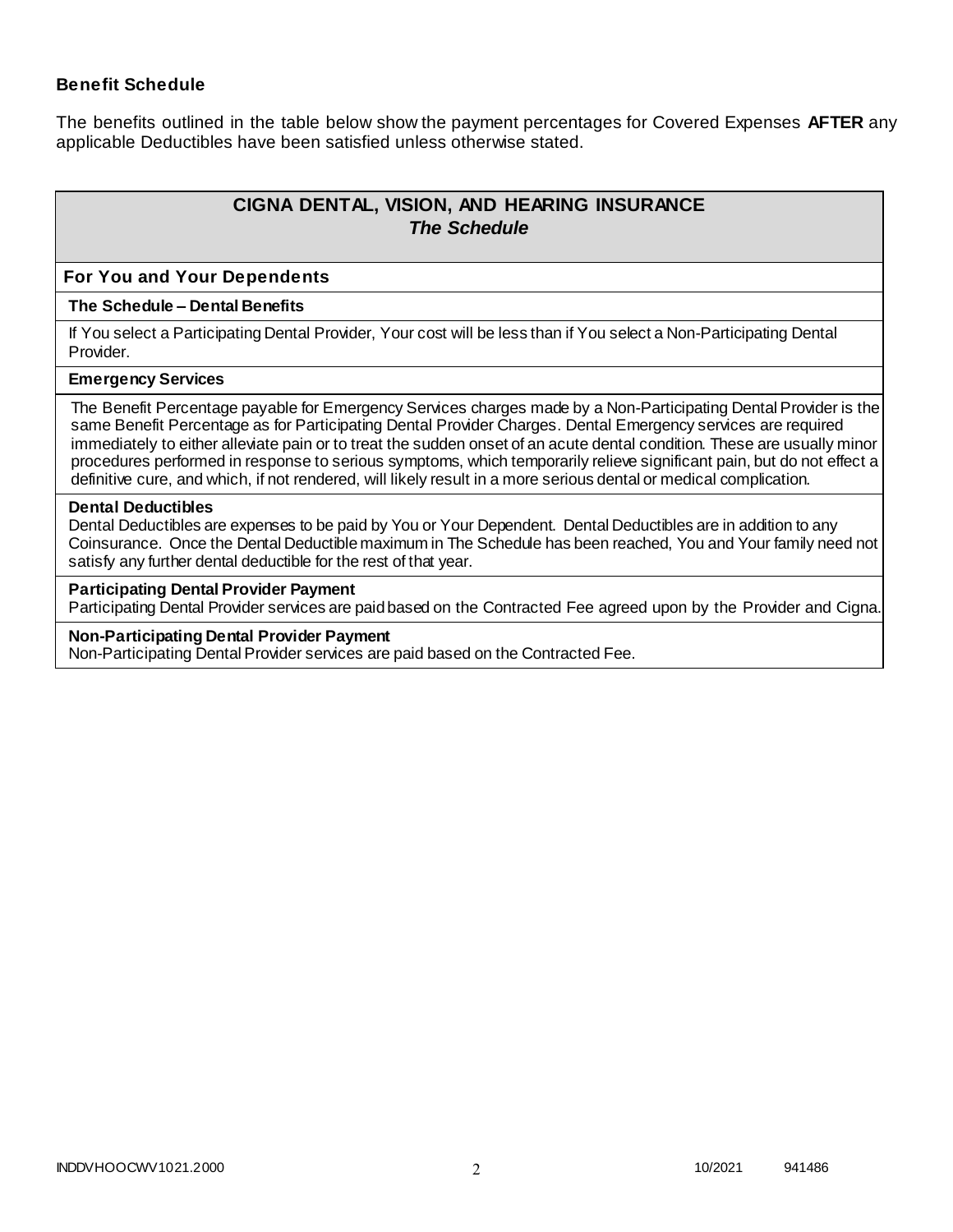### Benefit Schedule

The benefits outlined in the table below show the payment percentages for Covered Expenses **AFTER** any applicable Deductibles have been satisfied unless otherwise stated.

## CIGNA DENTAL, VISION, AND HEARING INSURANCE
### *The Schedule*

**For You and Your Dependents**

**The Schedule – Dental Benefits**

If You select a Participating Dental Provider, Your cost will be less than if You select a Non-Participating Dental Provider.

**Emergency Services**

The Benefit Percentage payable for Emergency Services charges made by a Non-Participating Dental Provider is the same Benefit Percentage as for Participating Dental Provider Charges. Dental Emergency services are required immediately to either alleviate pain or to treat the sudden onset of an acute dental condition. These are usually minor procedures performed in response to serious symptoms, which temporarily relieve significant pain, but do not effect a definitive cure, and which, if not rendered, will likely result in a more serious dental or medical complication.

**Dental Deductibles**

Dental Deductibles are expenses to be paid by You or Your Dependent. Dental Deductibles are in addition to any Coinsurance. Once the Dental Deductible maximum in The Schedule has been reached, You and Your family need not satisfy any further dental deductible for the rest of that year.

**Participating Dental Provider Payment**

Participating Dental Provider services are paid based on the Contracted Fee agreed upon by the Provider and Cigna.

**Non-Participating Dental Provider Payment**

Non-Participating Dental Provider services are paid based on the Contracted Fee.

INDDVHOOCWV1021.2000 10/2021 941486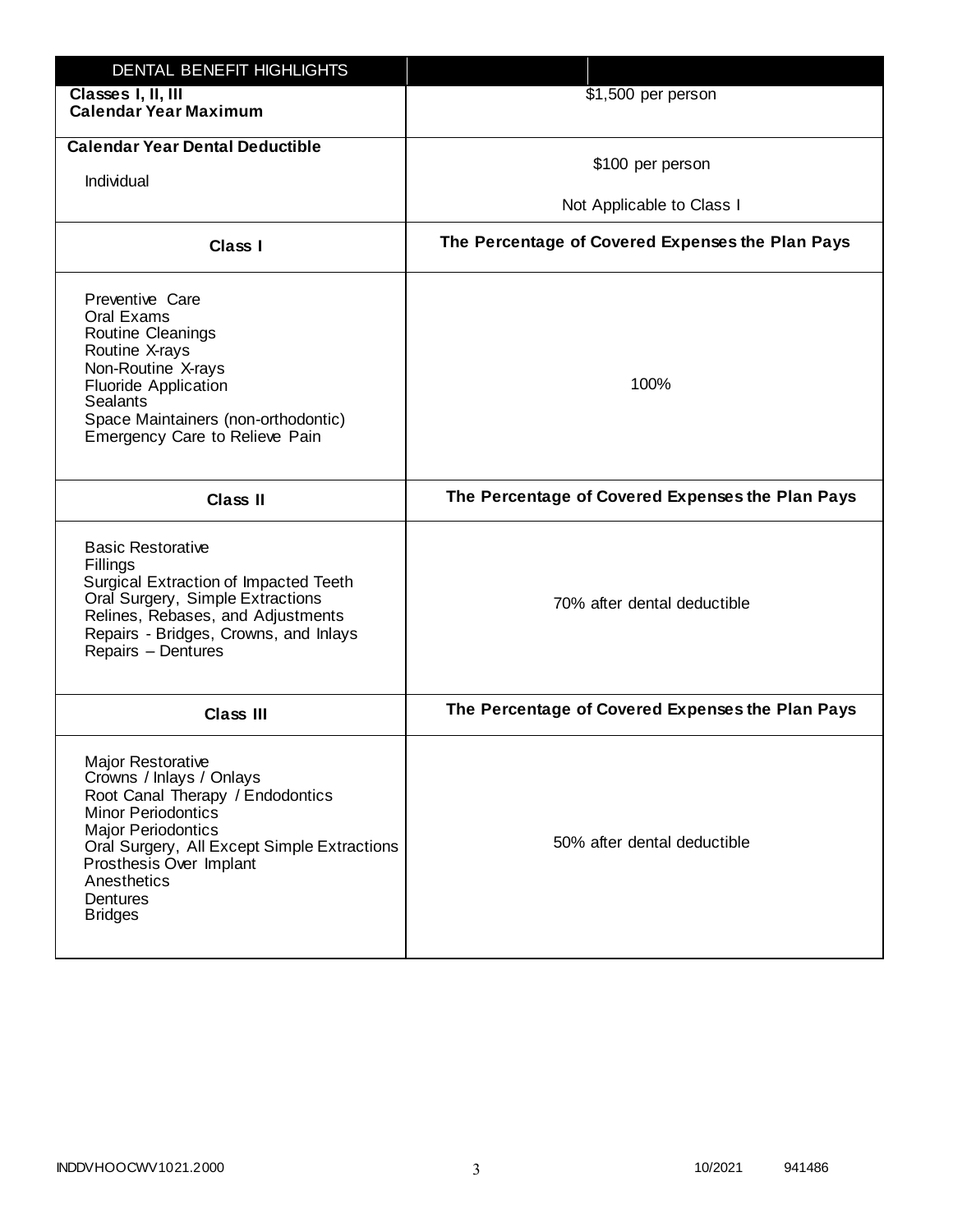| DENTAL BENEFIT HIGHLIGHTS | |
|---|---|
| **Classes I, II, III**<br>**Calendar Year Maximum** | $1,500 per person |
| **Calendar Year Dental Deductible**<br>Individual | $100 per person<br>Not Applicable to Class I |
| **Class I** | **The Percentage of Covered Expenses the Plan Pays** |
| Preventive Care<br>Oral Exams<br>Routine Cleanings<br>Routine X-rays<br>Non-Routine X-rays<br>Fluoride Application<br>Sealants<br>Space Maintainers (non-orthodontic)<br>Emergency Care to Relieve Pain | 100% |
| **Class II** | **The Percentage of Covered Expenses the Plan Pays** |
| Basic Restorative<br>Fillings<br>Surgical Extraction of Impacted Teeth<br>Oral Surgery, Simple Extractions<br>Relines, Rebases, and Adjustments<br>Repairs - Bridges, Crowns, and Inlays<br>Repairs – Dentures | 70% after dental deductible |
| **Class III** | **The Percentage of Covered Expenses the Plan Pays** |
| Major Restorative<br>Crowns / Inlays / Onlays<br>Root Canal Therapy / Endodontics<br>Minor Periodontics<br>Major Periodontics<br>Oral Surgery, All Except Simple Extractions<br>Prosthesis Over Implant<br>Anesthetics<br>Dentures<br>Bridges | 50% after dental deductible |

INDDVHOOCWV1021.2000 10/2021 941486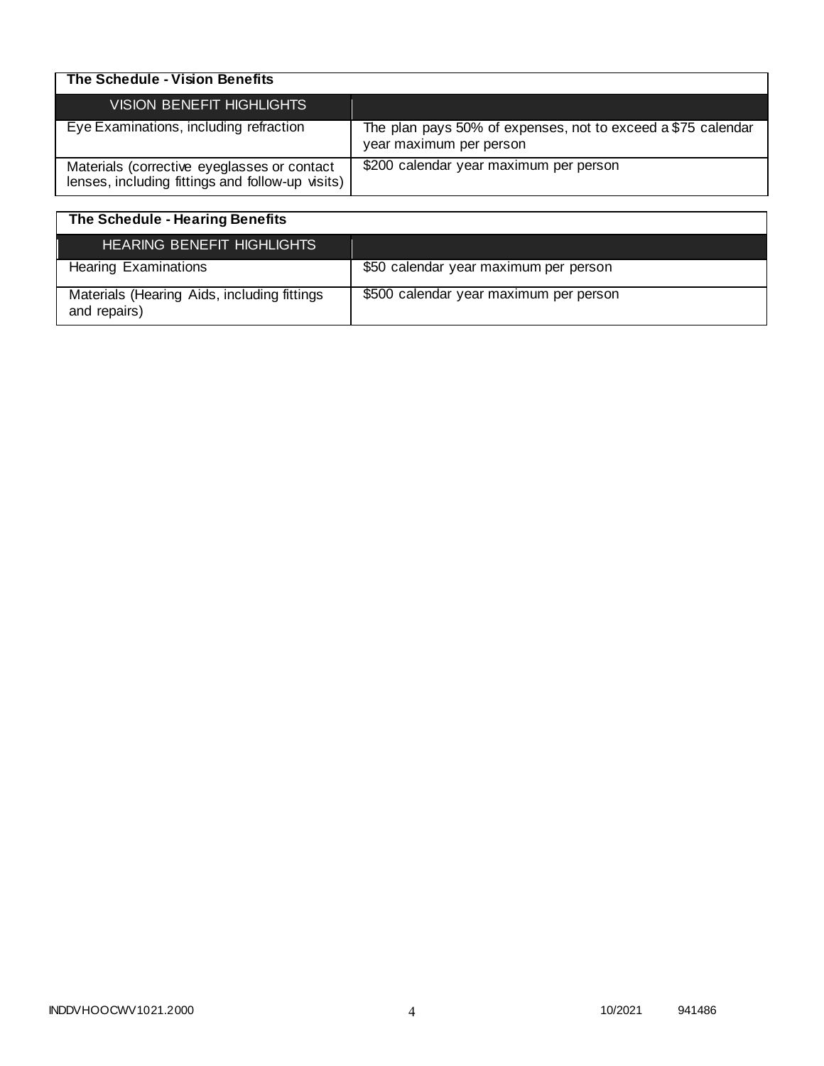**The Schedule - Vision Benefits**

| VISION BENEFIT HIGHLIGHTS | |
|---|---|
| Eye Examinations, including refraction | The plan pays 50% of expenses, not to exceed a $75 calendar year maximum per person |
| Materials (corrective eyeglasses or contact lenses, including fittings and follow-up visits) | $200 calendar year maximum per person |

**The Schedule - Hearing Benefits**

| HEARING BENEFIT HIGHLIGHTS | |
|---|---|
| Hearing Examinations | $50 calendar year maximum per person |
| Materials (Hearing Aids, including fittings and repairs) | $500 calendar year maximum per person |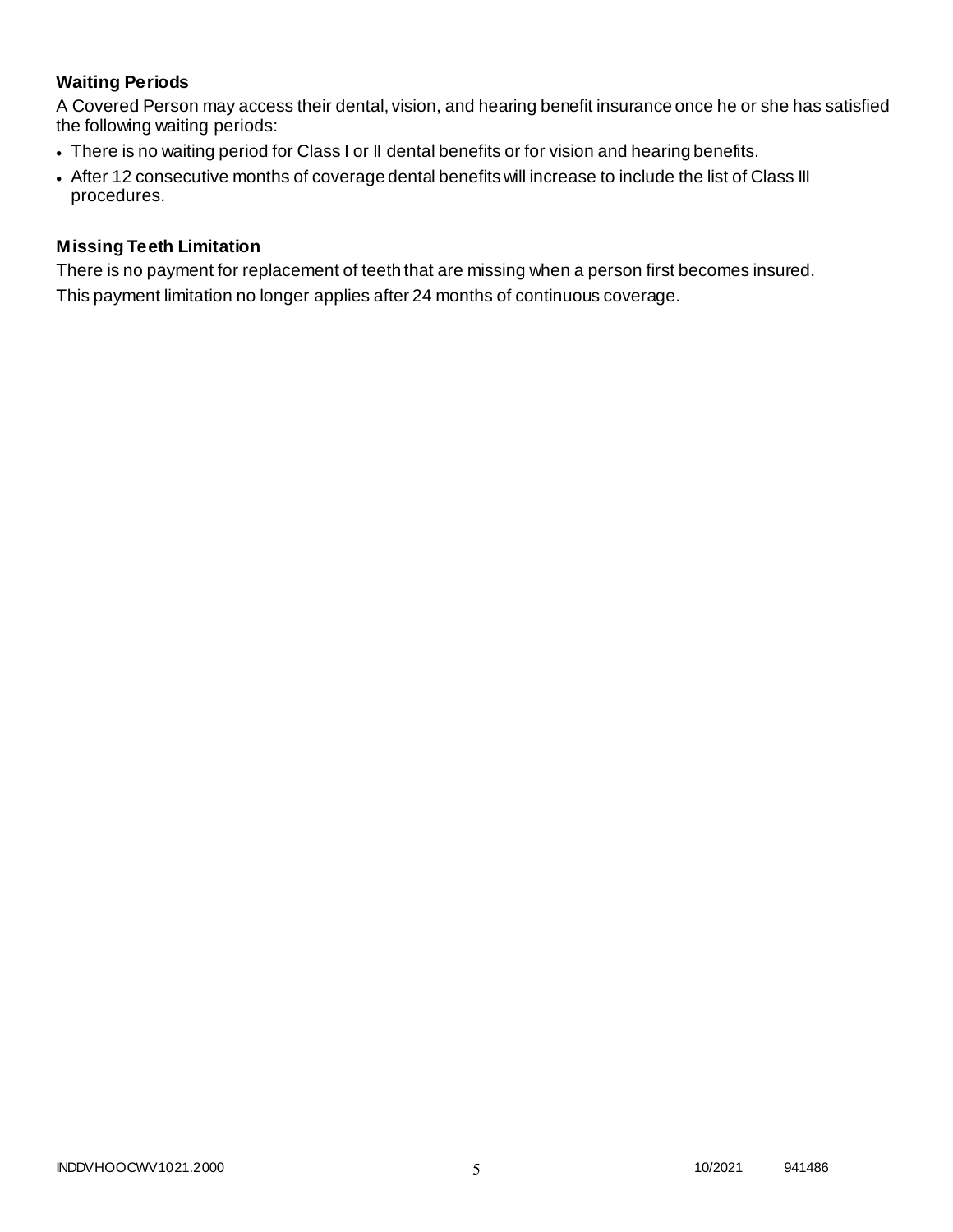### Waiting Periods

A Covered Person may access their dental, vision, and hearing benefit insurance once he or she has satisfied the following waiting periods:

- There is no waiting period for Class I or II dental benefits or for vision and hearing benefits.
- After 12 consecutive months of coverage dental benefits will increase to include the list of Class III procedures.

### Missing Teeth Limitation

There is no payment for replacement of teeth that are missing when a person first becomes insured.

This payment limitation no longer applies after 24 months of continuous coverage.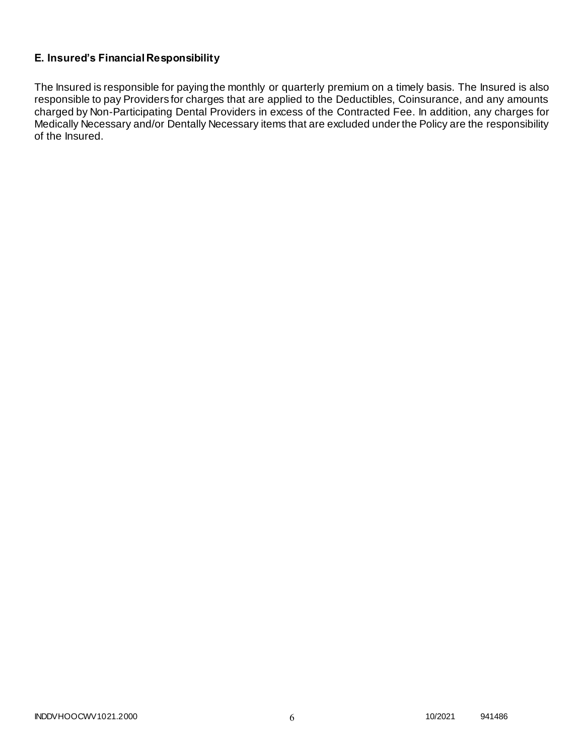### E. Insured's Financial Responsibility

The Insured is responsible for paying the monthly or quarterly premium on a timely basis. The Insured is also responsible to pay Providers for charges that are applied to the Deductibles, Coinsurance, and any amounts charged by Non-Participating Dental Providers in excess of the Contracted Fee. In addition, any charges for Medically Necessary and/or Dentally Necessary items that are excluded under the Policy are the responsibility of the Insured.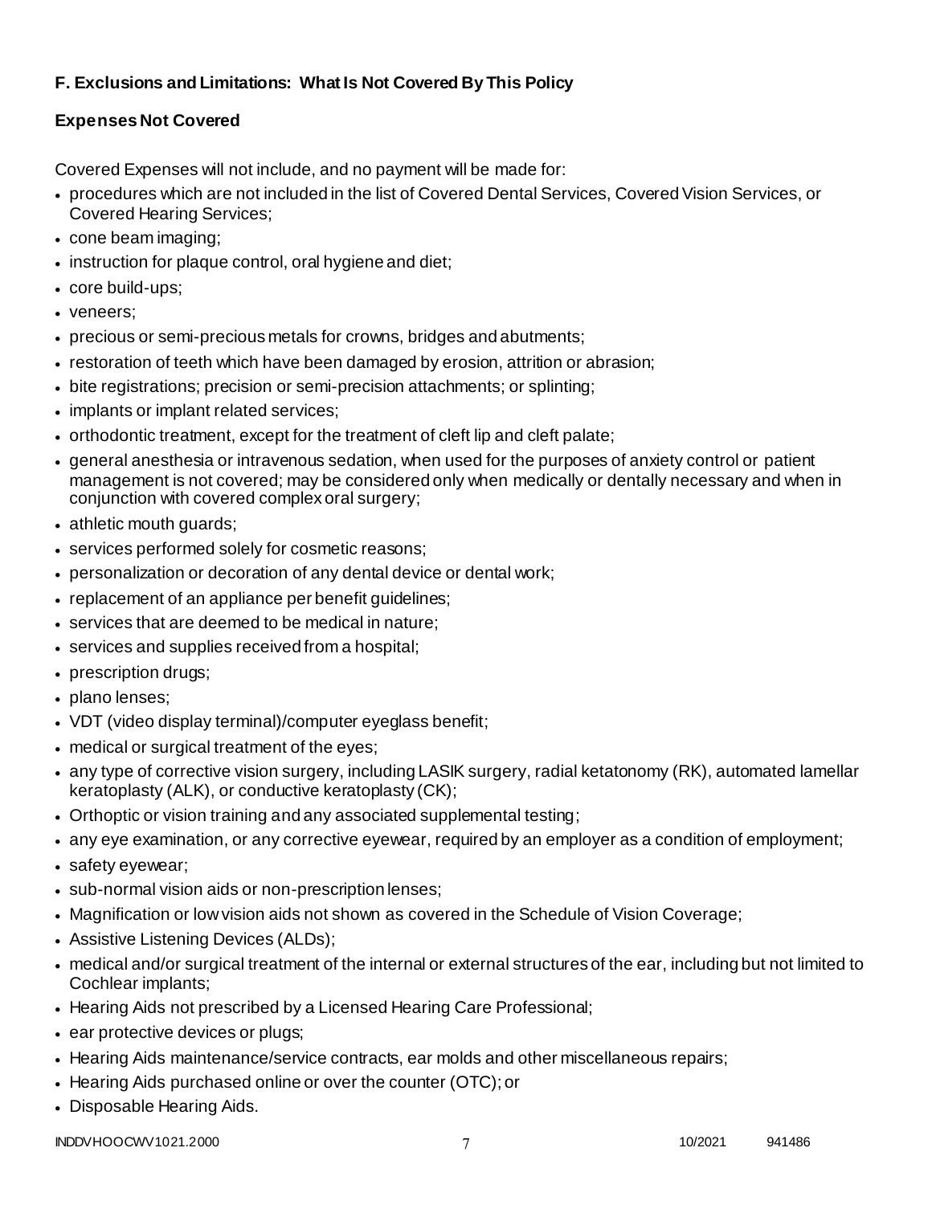### F. Exclusions and Limitations: What Is Not Covered By This Policy

### Expenses Not Covered

Covered Expenses will not include, and no payment will be made for:

- procedures which are not included in the list of Covered Dental Services, Covered Vision Services, or Covered Hearing Services;
- cone beam imaging;
- instruction for plaque control, oral hygiene and diet;
- core build-ups;
- veneers;
- precious or semi-precious metals for crowns, bridges and abutments;
- restoration of teeth which have been damaged by erosion, attrition or abrasion;
- bite registrations; precision or semi-precision attachments; or splinting;
- implants or implant related services;
- orthodontic treatment, except for the treatment of cleft lip and cleft palate;
- general anesthesia or intravenous sedation, when used for the purposes of anxiety control or patient management is not covered; may be considered only when medically or dentally necessary and when in conjunction with covered complex oral surgery;
- athletic mouth guards;
- services performed solely for cosmetic reasons;
- personalization or decoration of any dental device or dental work;
- replacement of an appliance per benefit guidelines;
- services that are deemed to be medical in nature;
- services and supplies received from a hospital;
- prescription drugs;
- plano lenses;
- VDT (video display terminal)/computer eyeglass benefit;
- medical or surgical treatment of the eyes;
- any type of corrective vision surgery, including LASIK surgery, radial ketatonomy (RK), automated lamellar keratoplasty (ALK), or conductive keratoplasty (CK);
- Orthoptic or vision training and any associated supplemental testing;
- any eye examination, or any corrective eyewear, required by an employer as a condition of employment;
- safety eyewear;
- sub-normal vision aids or non-prescription lenses;
- Magnification or low vision aids not shown as covered in the Schedule of Vision Coverage;
- Assistive Listening Devices (ALDs);
- medical and/or surgical treatment of the internal or external structures of the ear, including but not limited to Cochlear implants;
- Hearing Aids not prescribed by a Licensed Hearing Care Professional;
- ear protective devices or plugs;
- Hearing Aids maintenance/service contracts, ear molds and other miscellaneous repairs;
- Hearing Aids purchased online or over the counter (OTC); or
- Disposable Hearing Aids.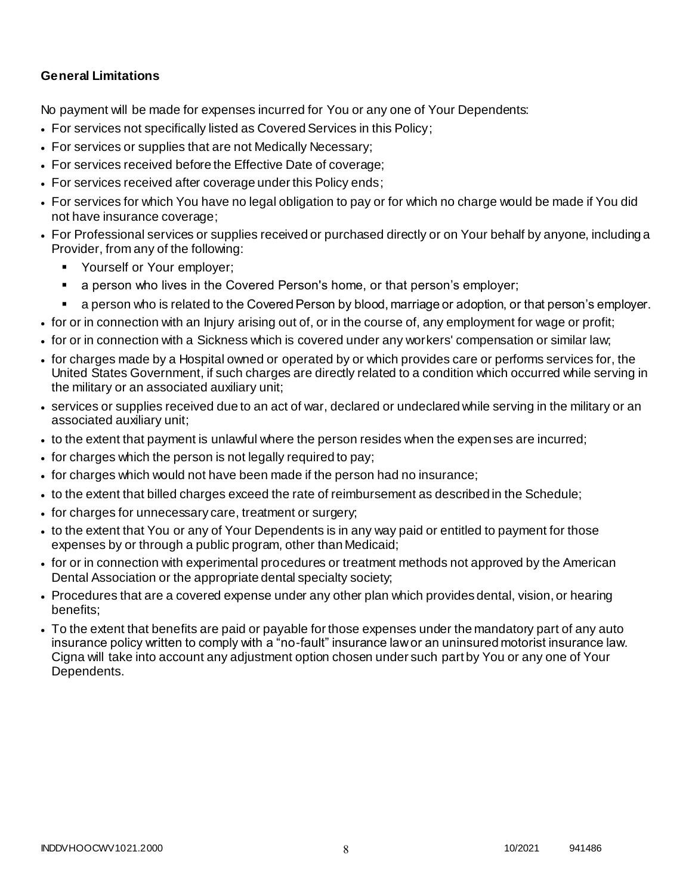**General Limitations**

No payment will be made for expenses incurred for You or any one of Your Dependents:

- For services not specifically listed as Covered Services in this Policy;
- For services or supplies that are not Medically Necessary;
- For services received before the Effective Date of coverage;
- For services received after coverage under this Policy ends;
- For services for which You have no legal obligation to pay or for which no charge would be made if You did not have insurance coverage;
- For Professional services or supplies received or purchased directly or on Your behalf by anyone, including a Provider, from any of the following:
  - Yourself or Your employer;
  - a person who lives in the Covered Person's home, or that person's employer;
  - a person who is related to the Covered Person by blood, marriage or adoption, or that person's employer.
- for or in connection with an Injury arising out of, or in the course of, any employment for wage or profit;
- for or in connection with a Sickness which is covered under any workers' compensation or similar law;
- for charges made by a Hospital owned or operated by or which provides care or performs services for, the United States Government, if such charges are directly related to a condition which occurred while serving in the military or an associated auxiliary unit;
- services or supplies received due to an act of war, declared or undeclared while serving in the military or an associated auxiliary unit;
- to the extent that payment is unlawful where the person resides when the expenses are incurred;
- for charges which the person is not legally required to pay;
- for charges which would not have been made if the person had no insurance;
- to the extent that billed charges exceed the rate of reimbursement as described in the Schedule;
- for charges for unnecessary care, treatment or surgery;
- to the extent that You or any of Your Dependents is in any way paid or entitled to payment for those expenses by or through a public program, other than Medicaid;
- for or in connection with experimental procedures or treatment methods not approved by the American Dental Association or the appropriate dental specialty society;
- Procedures that are a covered expense under any other plan which provides dental, vision, or hearing benefits;
- To the extent that benefits are paid or payable for those expenses under the mandatory part of any auto insurance policy written to comply with a "no-fault" insurance law or an uninsured motorist insurance law. Cigna will take into account any adjustment option chosen under such part by You or any one of Your Dependents.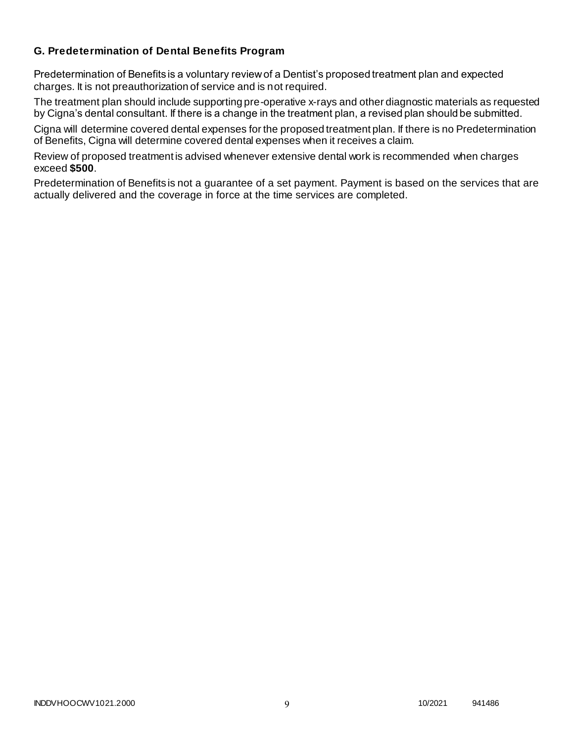### G. Predetermination of Dental Benefits Program

Predetermination of Benefits is a voluntary review of a Dentist's proposed treatment plan and expected charges. It is not preauthorization of service and is not required.

The treatment plan should include supporting pre-operative x-rays and other diagnostic materials as requested by Cigna's dental consultant. If there is a change in the treatment plan, a revised plan should be submitted.

Cigna will determine covered dental expenses for the proposed treatment plan. If there is no Predetermination of Benefits, Cigna will determine covered dental expenses when it receives a claim.

Review of proposed treatment is advised whenever extensive dental work is recommended when charges exceed **$500**.

Predetermination of Benefits is not a guarantee of a set payment. Payment is based on the services that are actually delivered and the coverage in force at the time services are completed.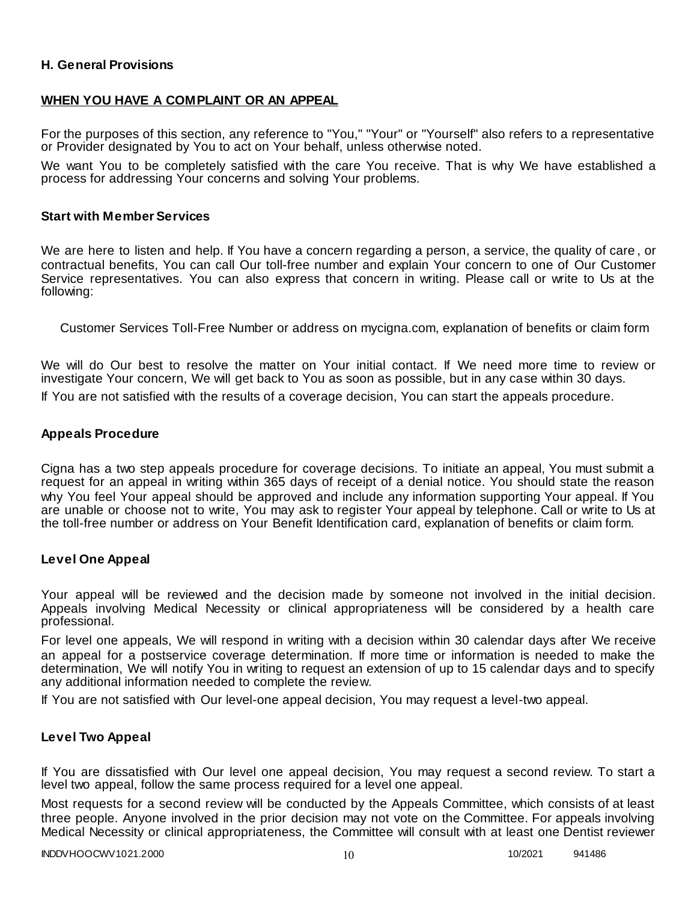### H. General Provisions

**WHEN YOU HAVE A COMPLAINT OR AN APPEAL**

For the purposes of this section, any reference to "You," "Your" or "Yourself" also refers to a representative or Provider designated by You to act on Your behalf, unless otherwise noted.

We want You to be completely satisfied with the care You receive. That is why We have established a process for addressing Your concerns and solving Your problems.

#### Start with Member Services

We are here to listen and help. If You have a concern regarding a person, a service, the quality of care, or contractual benefits, You can call Our toll-free number and explain Your concern to one of Our Customer Service representatives. You can also express that concern in writing. Please call or write to Us at the following:

Customer Services Toll-Free Number or address on mycigna.com, explanation of benefits or claim form

We will do Our best to resolve the matter on Your initial contact. If We need more time to review or investigate Your concern, We will get back to You as soon as possible, but in any case within 30 days.

If You are not satisfied with the results of a coverage decision, You can start the appeals procedure.

#### Appeals Procedure

Cigna has a two step appeals procedure for coverage decisions. To initiate an appeal, You must submit a request for an appeal in writing within 365 days of receipt of a denial notice. You should state the reason why You feel Your appeal should be approved and include any information supporting Your appeal. If You are unable or choose not to write, You may ask to register Your appeal by telephone. Call or write to Us at the toll-free number or address on Your Benefit Identification card, explanation of benefits or claim form.

#### Level One Appeal

Your appeal will be reviewed and the decision made by someone not involved in the initial decision. Appeals involving Medical Necessity or clinical appropriateness will be considered by a health care professional.

For level one appeals, We will respond in writing with a decision within 30 calendar days after We receive an appeal for a postservice coverage determination. If more time or information is needed to make the determination, We will notify You in writing to request an extension of up to 15 calendar days and to specify any additional information needed to complete the review.

If You are not satisfied with Our level-one appeal decision, You may request a level-two appeal.

#### Level Two Appeal

If You are dissatisfied with Our level one appeal decision, You may request a second review. To start a level two appeal, follow the same process required for a level one appeal.

Most requests for a second review will be conducted by the Appeals Committee, which consists of at least three people. Anyone involved in the prior decision may not vote on the Committee. For appeals involving Medical Necessity or clinical appropriateness, the Committee will consult with at least one Dentist reviewer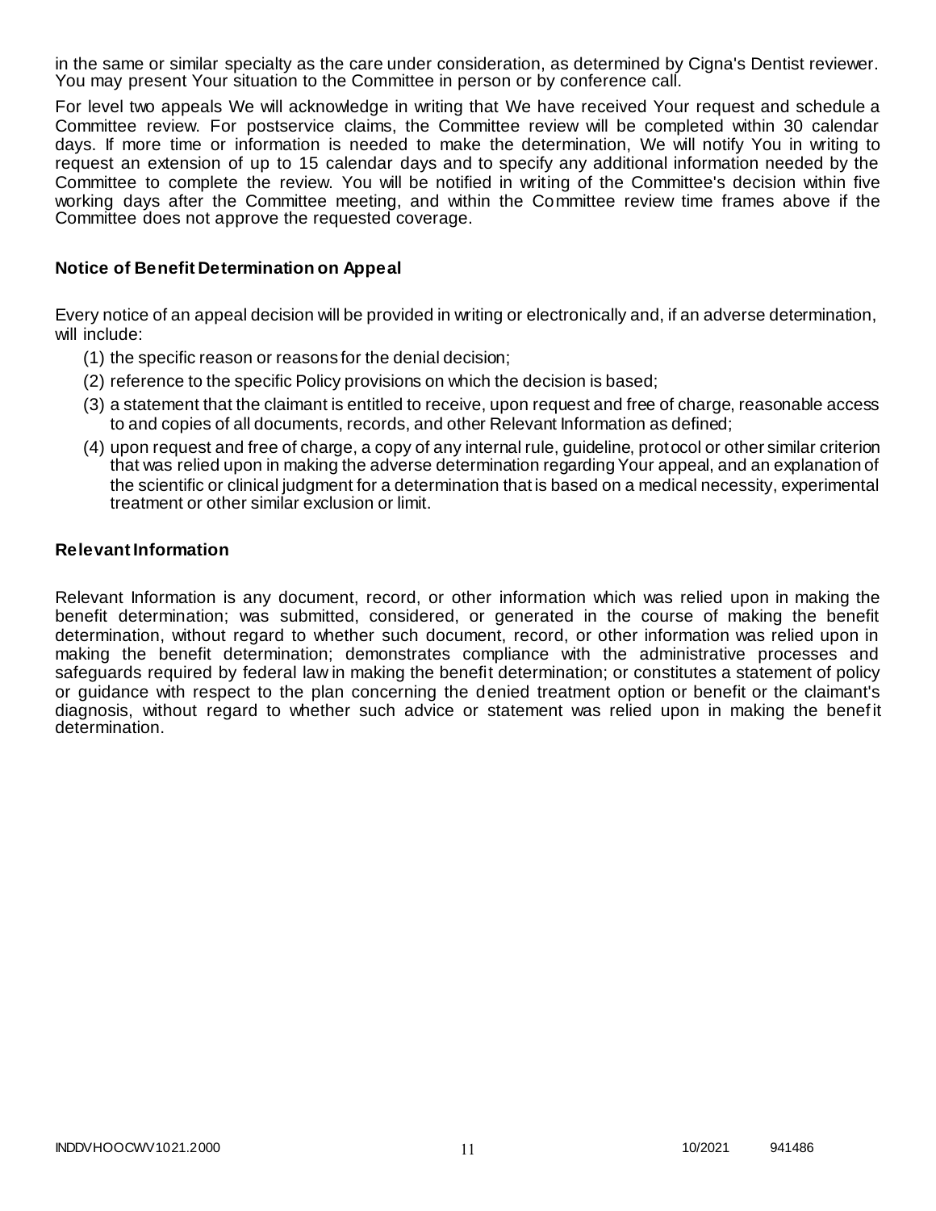in the same or similar specialty as the care under consideration, as determined by Cigna's Dentist reviewer. You may present Your situation to the Committee in person or by conference call.

For level two appeals We will acknowledge in writing that We have received Your request and schedule a Committee review. For postservice claims, the Committee review will be completed within 30 calendar days. If more time or information is needed to make the determination, We will notify You in writing to request an extension of up to 15 calendar days and to specify any additional information needed by the Committee to complete the review. You will be notified in writing of the Committee's decision within five working days after the Committee meeting, and within the Committee review time frames above if the Committee does not approve the requested coverage.

### Notice of Benefit Determination on Appeal

Every notice of an appeal decision will be provided in writing or electronically and, if an adverse determination, will include:

(1) the specific reason or reasons for the denial decision;

(2) reference to the specific Policy provisions on which the decision is based;

(3) a statement that the claimant is entitled to receive, upon request and free of charge, reasonable access to and copies of all documents, records, and other Relevant Information as defined;

(4) upon request and free of charge, a copy of any internal rule, guideline, protocol or other similar criterion that was relied upon in making the adverse determination regarding Your appeal, and an explanation of the scientific or clinical judgment for a determination that is based on a medical necessity, experimental treatment or other similar exclusion or limit.

### Relevant Information

Relevant Information is any document, record, or other information which was relied upon in making the benefit determination; was submitted, considered, or generated in the course of making the benefit determination, without regard to whether such document, record, or other information was relied upon in making the benefit determination; demonstrates compliance with the administrative processes and safeguards required by federal law in making the benefit determination; or constitutes a statement of policy or guidance with respect to the plan concerning the denied treatment option or benefit or the claimant's diagnosis, without regard to whether such advice or statement was relied upon in making the benefit determination.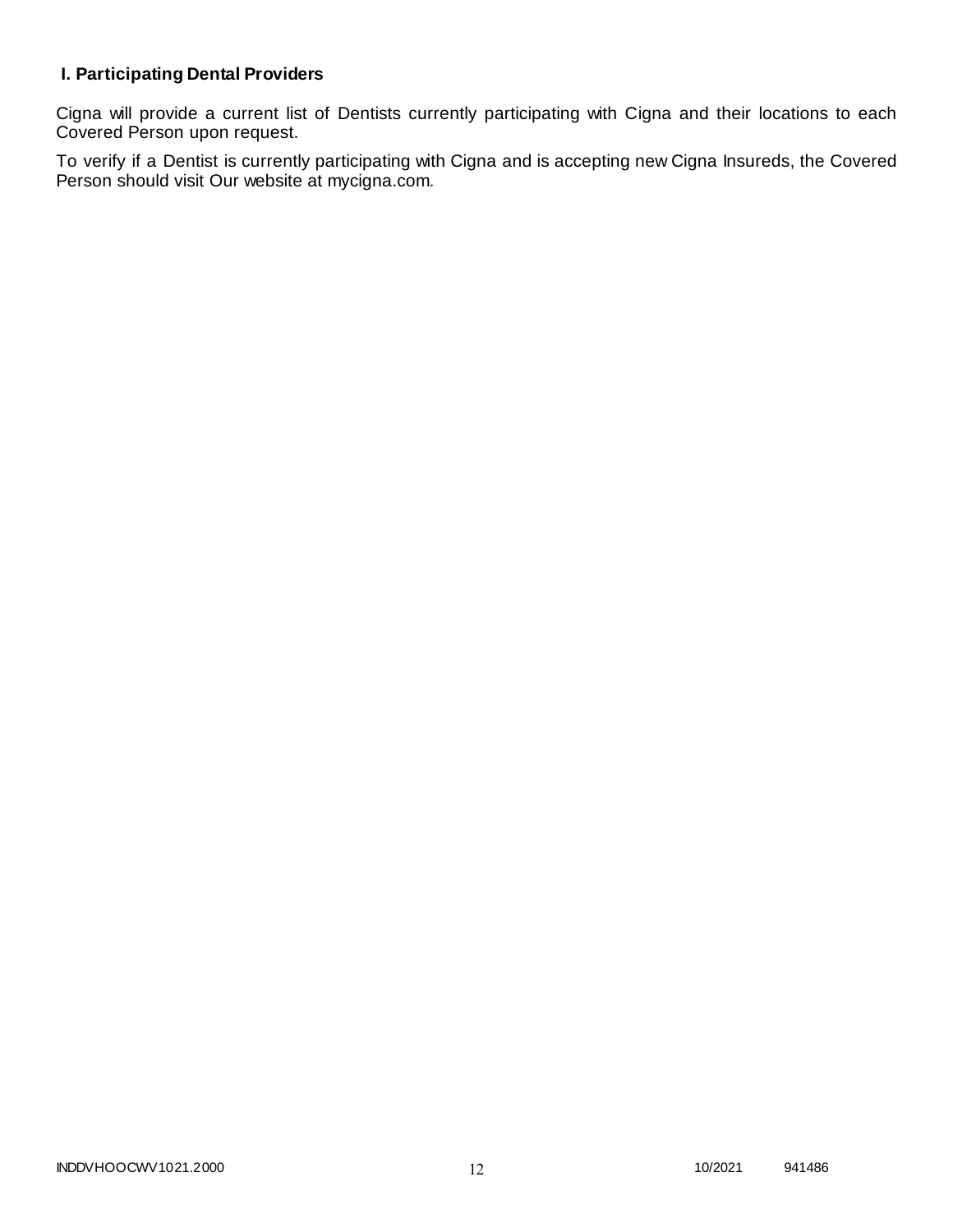## I. Participating Dental Providers

Cigna will provide a current list of Dentists currently participating with Cigna and their locations to each Covered Person upon request.

To verify if a Dentist is currently participating with Cigna and is accepting new Cigna Insureds, the Covered Person should visit Our website at mycigna.com.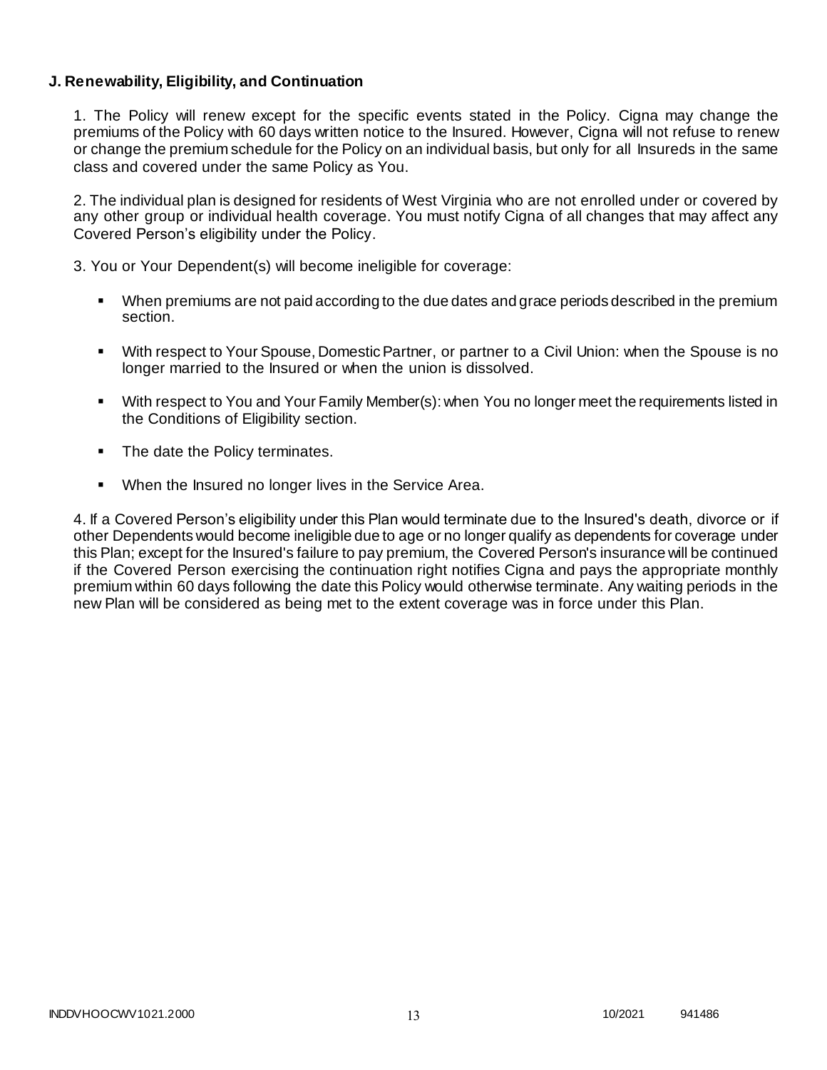### J. Renewability, Eligibility, and Continuation

1. The Policy will renew except for the specific events stated in the Policy. Cigna may change the premiums of the Policy with 60 days written notice to the Insured. However, Cigna will not refuse to renew or change the premium schedule for the Policy on an individual basis, but only for all Insureds in the same class and covered under the same Policy as You.

2. The individual plan is designed for residents of West Virginia who are not enrolled under or covered by any other group or individual health coverage. You must notify Cigna of all changes that may affect any Covered Person's eligibility under the Policy.

3. You or Your Dependent(s) will become ineligible for coverage:

- When premiums are not paid according to the due dates and grace periods described in the premium section.
- With respect to Your Spouse, Domestic Partner, or partner to a Civil Union: when the Spouse is no longer married to the Insured or when the union is dissolved.
- With respect to You and Your Family Member(s): when You no longer meet the requirements listed in the Conditions of Eligibility section.
- The date the Policy terminates.
- When the Insured no longer lives in the Service Area.

4. If a Covered Person's eligibility under this Plan would terminate due to the Insured's death, divorce or if other Dependents would become ineligible due to age or no longer qualify as dependents for coverage under this Plan; except for the Insured's failure to pay premium, the Covered Person's insurance will be continued if the Covered Person exercising the continuation right notifies Cigna and pays the appropriate monthly premium within 60 days following the date this Policy would otherwise terminate. Any waiting periods in the new Plan will be considered as being met to the extent coverage was in force under this Plan.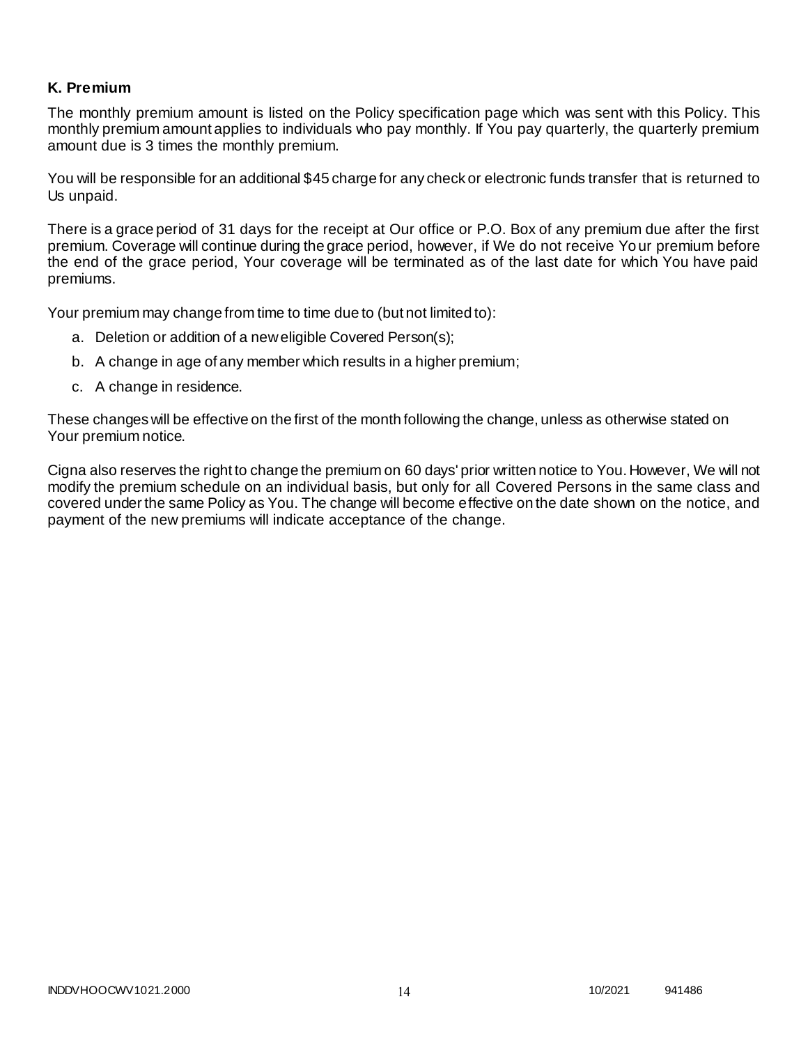### K. Premium

The monthly premium amount is listed on the Policy specification page which was sent with this Policy. This monthly premium amount applies to individuals who pay monthly. If You pay quarterly, the quarterly premium amount due is 3 times the monthly premium.

You will be responsible for an additional $45 charge for any check or electronic funds transfer that is returned to Us unpaid.

There is a grace period of 31 days for the receipt at Our office or P.O. Box of any premium due after the first premium. Coverage will continue during the grace period, however, if We do not receive Your premium before the end of the grace period, Your coverage will be terminated as of the last date for which You have paid premiums.

Your premium may change from time to time due to (but not limited to):

a. Deletion or addition of a new eligible Covered Person(s);
b. A change in age of any member which results in a higher premium;
c. A change in residence.

These changes will be effective on the first of the month following the change, unless as otherwise stated on Your premium notice.

Cigna also reserves the right to change the premium on 60 days' prior written notice to You. However, We will not modify the premium schedule on an individual basis, but only for all Covered Persons in the same class and covered under the same Policy as You. The change will become effective on the date shown on the notice, and payment of the new premiums will indicate acceptance of the change.